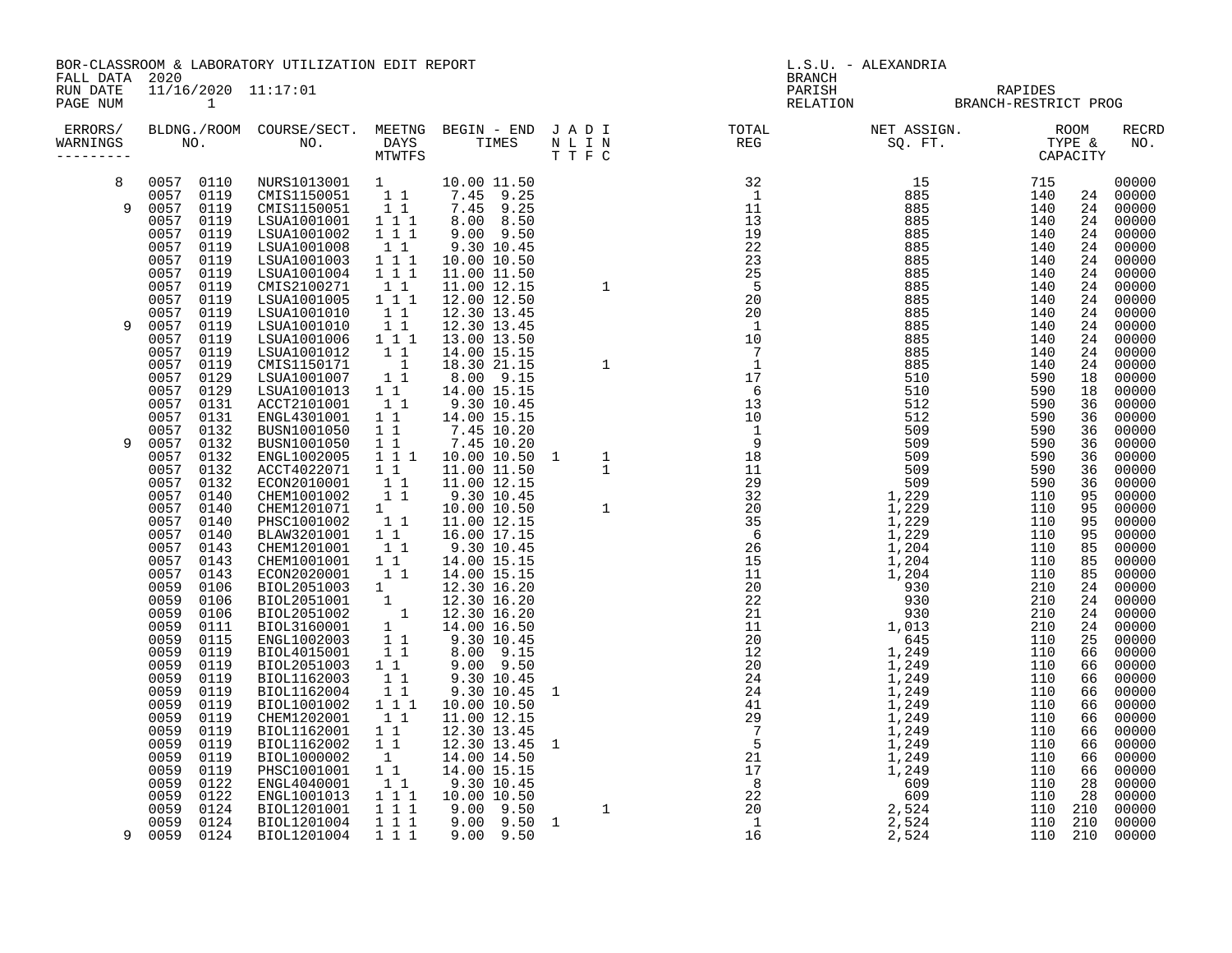BOR-CLASSROOM & LABORATORY UTILIZATION EDIT REPORT
FALL DATA 2020
RUN DATE 11/16/2020 11:17:01

L.S.U. - ALEXANDRIA
BRANCH
PARISH RAPIDES
RELATION BRANCH-RESTRICT PROG

| ERRORS/ WARNINGS | BLDG. NO. | ROOM NO. | COURSE/SECT. NO. | MEETNG DAYS MTWTFS | BEGIN TIME | END TIME | J N T | A L T | D I F | I N C | TOTAL REG | NET ASSIGN. SQ. FT. | ROOM TYPE | CAPACITY | RECRD NO. |
|---|---|---|---|---|---|---|---|---|---|---|---|---|---|---|---|
| 8 | 0057 | 0110 | NURS1013001 | 1 | 10.00 | 11.50 | | | | | 32 | 15 | 715 | | 00000 |
| | 0057 | 0119 | CMIS1150051 | 1 1 | 7.45 | 9.25 | | | | | 1 | 885 | 140 | 24 | 00000 |
| 9 | 0057 | 0119 | CMIS1150051 | 1 1 | 7.45 | 9.25 | | | | | 11 | 885 | 140 | 24 | 00000 |
| | 0057 | 0119 | LSUA1001001 | 1 1 1 | 8.00 | 8.50 | | | | | 13 | 885 | 140 | 24 | 00000 |
| | 0057 | 0119 | LSUA1001002 | 1 1 1 | 9.00 | 9.50 | | | | | 19 | 885 | 140 | 24 | 00000 |
| | 0057 | 0119 | LSUA1001008 | 1 1 | 9.30 | 10.45 | | | | | 22 | 885 | 140 | 24 | 00000 |
| | 0057 | 0119 | LSUA1001003 | 1 1 1 | 10.00 | 10.50 | | | | | 23 | 885 | 140 | 24 | 00000 |
| | 0057 | 0119 | LSUA1001004 | 1 1 1 | 11.00 | 11.50 | | | | | 25 | 885 | 140 | 24 | 00000 |
| | 0057 | 0119 | CMIS2100271 | 1 1 | 11.00 | 12.15 | | | | 1 | 5 | 885 | 140 | 24 | 00000 |
| | 0057 | 0119 | LSUA1001005 | 1 1 1 | 12.00 | 12.50 | | | | | 20 | 885 | 140 | 24 | 00000 |
| | 0057 | 0119 | LSUA1001010 | 1 1 | 12.30 | 13.45 | | | | | 20 | 885 | 140 | 24 | 00000 |
| 9 | 0057 | 0119 | LSUA1001010 | 1 1 | 12.30 | 13.45 | | | | | 1 | 885 | 140 | 24 | 00000 |
| | 0057 | 0119 | LSUA1001006 | 1 1 1 | 13.00 | 13.50 | | | | | 10 | 885 | 140 | 24 | 00000 |
| | 0057 | 0119 | LSUA1001012 | 1 1 | 14.00 | 15.15 | | | | | 7 | 885 | 140 | 24 | 00000 |
| | 0057 | 0119 | CMIS1150171 | 1 | 18.30 | 21.15 | | | | 1 | 1 | 885 | 140 | 24 | 00000 |
| | 0057 | 0129 | LSUA1001007 | 1 1 | 8.00 | 9.15 | | | | | 17 | 510 | 590 | 18 | 00000 |
| | 0057 | 0129 | LSUA1001013 | 1 1 | 14.00 | 15.15 | | | | | 6 | 510 | 590 | 18 | 00000 |
| | 0057 | 0131 | ACCT2101001 | 1 1 | 9.30 | 10.45 | | | | | 13 | 512 | 590 | 36 | 00000 |
| | 0057 | 0131 | ENGL4301001 | 1 1 | 14.00 | 15.15 | | | | | 10 | 512 | 590 | 36 | 00000 |
| | 0057 | 0132 | BUSN1001050 | 1 1 | 7.45 | 10.20 | | | | | 1 | 509 | 590 | 36 | 00000 |
| 9 | 0057 | 0132 | BUSN1001050 | 1 1 | 7.45 | 10.20 | | | | | 9 | 509 | 590 | 36 | 00000 |
| | 0057 | 0132 | ENGL1002005 | 1 1 1 | 10.00 | 10.50 | 1 | | | 1 | 18 | 509 | 590 | 36 | 00000 |
| | 0057 | 0132 | ACCT4022071 | 1 1 | 11.00 | 11.50 | | | | 1 | 11 | 509 | 590 | 36 | 00000 |
| | 0057 | 0132 | ECON2010001 | 1 1 | 11.00 | 12.15 | | | | | 29 | 509 | 590 | 36 | 00000 |
| | 0057 | 0140 | CHEM1001002 | 1 1 | 9.30 | 10.45 | | | | | 32 | 1,229 | 110 | 95 | 00000 |
| | 0057 | 0140 | CHEM1201071 | 1 | 10.00 | 10.50 | | | | 1 | 20 | 1,229 | 110 | 95 | 00000 |
| | 0057 | 0140 | PHSC1001002 | 1 1 | 11.00 | 12.15 | | | | | 35 | 1,229 | 110 | 95 | 00000 |
| | 0057 | 0140 | BLAW3201001 | 1 1 | 16.00 | 17.15 | | | | | 6 | 1,229 | 110 | 95 | 00000 |
| | 0057 | 0143 | CHEM1201001 | 1 1 | 9.30 | 10.45 | | | | | 26 | 1,204 | 110 | 85 | 00000 |
| | 0057 | 0143 | CHEM1001001 | 1 1 | 14.00 | 15.15 | | | | | 15 | 1,204 | 110 | 85 | 00000 |
| | 0057 | 0143 | ECON2020001 | 1 1 | 14.00 | 15.15 | | | | | 11 | 1,204 | 110 | 85 | 00000 |
| | 0059 | 0106 | BIOL2051003 | 1 | 12.30 | 16.20 | | | | | 20 | 930 | 210 | 24 | 00000 |
| | 0059 | 0106 | BIOL2051001 | 1 | 12.30 | 16.20 | | | | | 22 | 930 | 210 | 24 | 00000 |
| | 0059 | 0106 | BIOL2051002 | 1 | 12.30 | 16.20 | | | | | 21 | 930 | 210 | 24 | 00000 |
| | 0059 | 0111 | BIOL3160001 | 1 | 14.00 | 16.50 | | | | | 11 | 1,013 | 210 | 24 | 00000 |
| | 0059 | 0115 | ENGL1002003 | 1 1 | 9.30 | 10.45 | | | | | 20 | 645 | 110 | 25 | 00000 |
| | 0059 | 0119 | BIOL4015001 | 1 1 | 8.00 | 9.15 | | | | | 12 | 1,249 | 110 | 66 | 00000 |
| | 0059 | 0119 | BIOL2051003 | 1 1 | 9.00 | 9.50 | | | | | 20 | 1,249 | 110 | 66 | 00000 |
| | 0059 | 0119 | BIOL1162003 | 1 1 | 9.30 | 10.45 | | | | | 24 | 1,249 | 110 | 66 | 00000 |
| | 0059 | 0119 | BIOL1162004 | 1 1 | 9.30 | 10.45 | 1 | | | | 24 | 1,249 | 110 | 66 | 00000 |
| | 0059 | 0119 | BIOL1001002 | 1 1 1 | 10.00 | 10.50 | | | | | 41 | 1,249 | 110 | 66 | 00000 |
| | 0059 | 0119 | CHEM1202001 | 1 1 | 11.00 | 12.15 | | | | | 29 | 1,249 | 110 | 66 | 00000 |
| | 0059 | 0119 | BIOL1162001 | 1 1 | 12.30 | 13.45 | | | | | 7 | 1,249 | 110 | 66 | 00000 |
| | 0059 | 0119 | BIOL1162002 | 1 1 | 12.30 | 13.45 | 1 | | | | 5 | 1,249 | 110 | 66 | 00000 |
| | 0059 | 0119 | BIOL1000002 | 1 | 14.00 | 14.50 | | | | | 21 | 1,249 | 110 | 66 | 00000 |
| | 0059 | 0119 | PHSC1001001 | 1 1 | 14.00 | 15.15 | | | | | 17 | 1,249 | 110 | 66 | 00000 |
| | 0059 | 0122 | ENGL4040001 | 1 1 | 9.30 | 10.45 | | | | | 8 | 609 | 110 | 28 | 00000 |
| | 0059 | 0122 | ENGL1001013 | 1 1 1 | 10.00 | 10.50 | | | | | 22 | 609 | 110 | 28 | 00000 |
| | 0059 | 0124 | BIOL1201001 | 1 1 1 | 9.00 | 9.50 | | | | 1 | 20 | 2,524 | 110 | 210 | 00000 |
| | 0059 | 0124 | BIOL1201004 | 1 1 1 | 9.00 | 9.50 | 1 | | | | 1 | 2,524 | 110 | 210 | 00000 |
| 9 | 0059 | 0124 | BIOL1201004 | 1 1 1 | 9.00 | 9.50 | | | | | 16 | 2,524 | 110 | 210 | 00000 |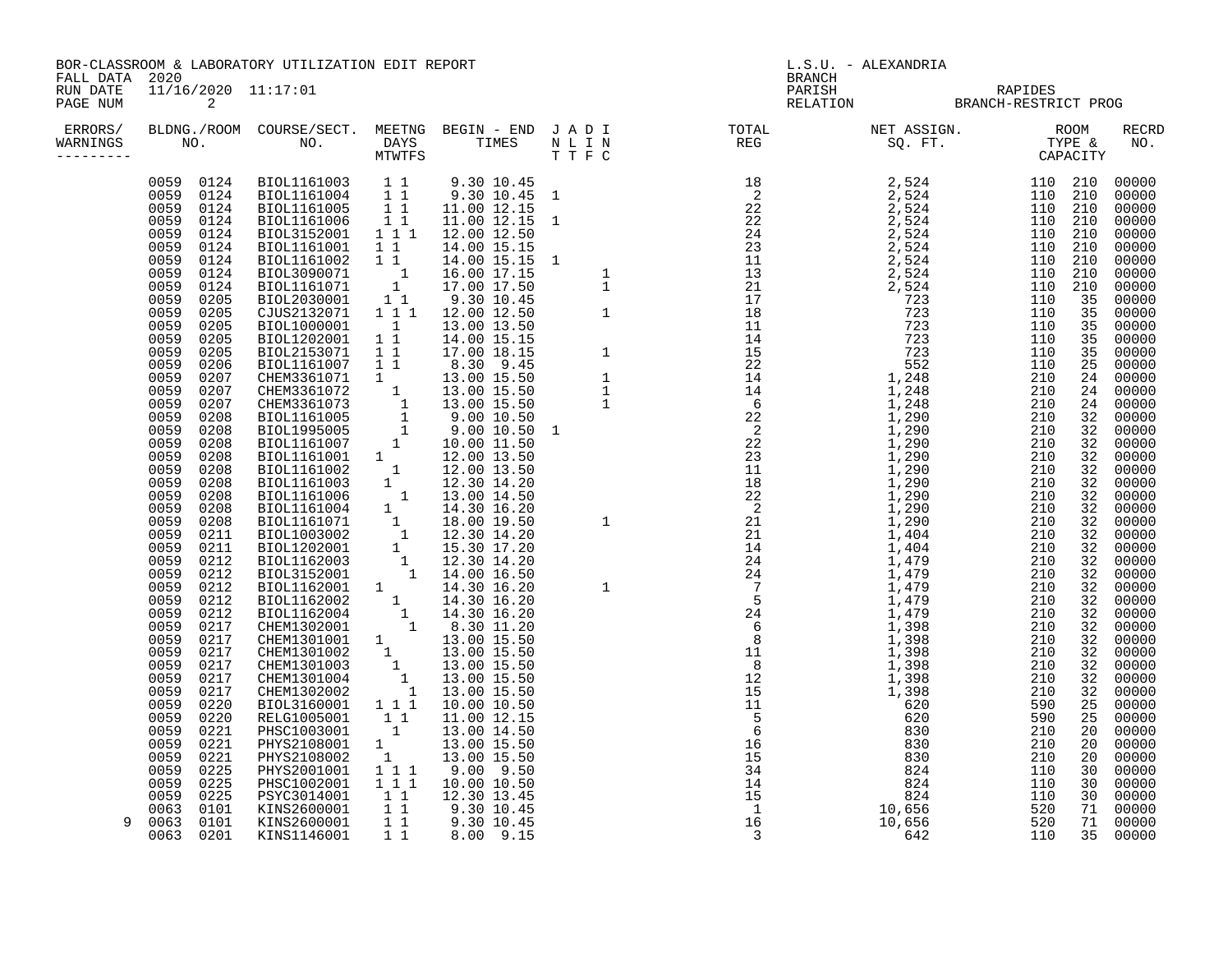BOR-CLASSROOM & LABORATORY UTILIZATION EDIT REPORT
FALL DATA 2020
RUN DATE 11/16/2020 11:17:01

L.S.U. - ALEXANDRIA
BRANCH
PARISH RAPIDES
RELATION BRANCH-RESTRICT PROG

| ERRORS/ WARNINGS | BLDNG./ROOM NO. | COURSE/SECT. NO. | MEETNG DAYS MTWTFS | BEGIN - END TIMES | J A D I / N L I N / T T F C | TOTAL REG | NET ASSIGN. SQ. FT. | ROOM TYPE & CAPACITY | RECRD NO. |
|---|---|---|---|---|---|---|---|---|---|
| | 0059 0124 | BIOL1161003 | 1 1 | 9.30 10.45 | | 18 | 2,524 | 110 210 | 00000 |
| | 0059 0124 | BIOL1161004 | 1 1 | 9.30 10.45 | 1 | 2 | 2,524 | 110 210 | 00000 |
| | 0059 0124 | BIOL1161005 | 1 1 | 11.00 12.15 | | 22 | 2,524 | 110 210 | 00000 |
| | 0059 0124 | BIOL1161006 | 1 1 | 11.00 12.15 | 1 | 22 | 2,524 | 110 210 | 00000 |
| | 0059 0124 | BIOL3152001 | 1 1 1 | 12.00 12.50 | | 24 | 2,524 | 110 210 | 00000 |
| | 0059 0124 | BIOL1161001 | 1 1 | 14.00 15.15 | | 23 | 2,524 | 110 210 | 00000 |
| | 0059 0124 | BIOL1161002 | 1 1 | 14.00 15.15 | 1 | 11 | 2,524 | 110 210 | 00000 |
| | 0059 0124 | BIOL3090071 | 1 | 16.00 17.15 | 1 | 13 | 2,524 | 110 210 | 00000 |
| | 0059 0124 | BIOL1161071 | 1 | 17.00 17.50 | 1 | 21 | 2,524 | 110 210 | 00000 |
| | 0059 0205 | BIOL2030001 | 1 1 | 9.30 10.45 | | 17 | 723 | 110 35 | 00000 |
| | 0059 0205 | CJUS2132071 | 1 1 1 | 12.00 12.50 | 1 | 18 | 723 | 110 35 | 00000 |
| | 0059 0205 | BIOL1000001 | 1 | 13.00 13.50 | | 11 | 723 | 110 35 | 00000 |
| | 0059 0205 | BIOL1202001 | 1 1 | 14.00 15.15 | | 14 | 723 | 110 35 | 00000 |
| | 0059 0205 | BIOL2153071 | 1 1 | 17.00 18.15 | 1 | 15 | 723 | 110 35 | 00000 |
| | 0059 0206 | BIOL1161007 | 1 1 | 8.30 9.45 | | 22 | 552 | 110 25 | 00000 |
| | 0059 0207 | CHEM3361071 | 1 | 13.00 15.50 | 1 | 14 | 1,248 | 210 24 | 00000 |
| | 0059 0207 | CHEM3361072 | 1 | 13.00 15.50 | 1 | 14 | 1,248 | 210 24 | 00000 |
| | 0059 0207 | CHEM3361073 | 1 | 13.00 15.50 | 1 | 6 | 1,248 | 210 24 | 00000 |
| | 0059 0208 | BIOL1161005 | 1 | 9.00 10.50 | | 22 | 1,290 | 210 32 | 00000 |
| | 0059 0208 | BIOL1995005 | 1 | 9.00 10.50 | 1 | 2 | 1,290 | 210 32 | 00000 |
| | 0059 0208 | BIOL1161007 | 1 | 10.00 11.50 | | 22 | 1,290 | 210 32 | 00000 |
| | 0059 0208 | BIOL1161001 | 1 | 12.00 13.50 | | 23 | 1,290 | 210 32 | 00000 |
| | 0059 0208 | BIOL1161002 | 1 | 12.00 13.50 | | 11 | 1,290 | 210 32 | 00000 |
| | 0059 0208 | BIOL1161003 | 1 | 12.30 14.20 | | 18 | 1,290 | 210 32 | 00000 |
| | 0059 0208 | BIOL1161006 | 1 | 13.00 14.50 | | 22 | 1,290 | 210 32 | 00000 |
| | 0059 0208 | BIOL1161004 | 1 | 14.30 16.20 | | 2 | 1,290 | 210 32 | 00000 |
| | 0059 0208 | BIOL1161071 | 1 | 18.00 19.50 | 1 | 21 | 1,290 | 210 32 | 00000 |
| | 0059 0211 | BIOL1003002 | 1 | 12.30 14.20 | | 21 | 1,404 | 210 32 | 00000 |
| | 0059 0211 | BIOL1202001 | 1 | 15.30 17.20 | | 14 | 1,404 | 210 32 | 00000 |
| | 0059 0212 | BIOL1162003 | 1 | 12.30 14.20 | | 24 | 1,479 | 210 32 | 00000 |
| | 0059 0212 | BIOL3152001 | 1 | 14.00 16.50 | | 24 | 1,479 | 210 32 | 00000 |
| | 0059 0212 | BIOL1162001 | 1 | 14.30 16.20 | 1 | 7 | 1,479 | 210 32 | 00000 |
| | 0059 0212 | BIOL1162002 | 1 | 14.30 16.20 | | 5 | 1,479 | 210 32 | 00000 |
| | 0059 0212 | BIOL1162004 | 1 | 14.30 16.20 | | 24 | 1,479 | 210 32 | 00000 |
| | 0059 0217 | CHEM1302001 | 1 | 8.30 11.20 | | 6 | 1,398 | 210 32 | 00000 |
| | 0059 0217 | CHEM1301001 | 1 | 13.00 15.50 | | 8 | 1,398 | 210 32 | 00000 |
| | 0059 0217 | CHEM1301002 | 1 | 13.00 15.50 | | 11 | 1,398 | 210 32 | 00000 |
| | 0059 0217 | CHEM1301003 | 1 | 13.00 15.50 | | 8 | 1,398 | 210 32 | 00000 |
| | 0059 0217 | CHEM1301004 | 1 | 13.00 15.50 | | 12 | 1,398 | 210 32 | 00000 |
| | 0059 0217 | CHEM1302002 | 1 | 13.00 15.50 | | 15 | 1,398 | 210 32 | 00000 |
| | 0059 0220 | BIOL3160001 | 1 1 1 | 10.00 10.50 | | 11 | 620 | 590 25 | 00000 |
| | 0059 0220 | RELG1005001 | 1 1 | 11.00 12.15 | | 5 | 620 | 590 25 | 00000 |
| | 0059 0221 | PHSC1003001 | 1 | 13.00 14.50 | | 6 | 830 | 210 20 | 00000 |
| | 0059 0221 | PHYS2108001 | 1 | 13.00 15.50 | | 16 | 830 | 210 20 | 00000 |
| | 0059 0221 | PHYS2108002 | 1 | 13.00 15.50 | | 15 | 830 | 210 20 | 00000 |
| | 0059 0225 | PHYS2001001 | 1 1 1 | 9.00 9.50 | | 34 | 824 | 110 30 | 00000 |
| | 0059 0225 | PHSC1002001 | 1 1 1 | 10.00 10.50 | | 14 | 824 | 110 30 | 00000 |
| | 0059 0225 | PSYC3014001 | 1 1 | 12.30 13.45 | | 15 | 824 | 110 30 | 00000 |
| | 0063 0101 | KINS2600001 | 1 1 | 9.30 10.45 | | 1 | 10,656 | 520 71 | 00000 |
| 9 | 0063 0101 | KINS2600001 | 1 1 | 9.30 10.45 | | 16 | 10,656 | 520 71 | 00000 |
| | 0063 0201 | KINS1146001 | 1 1 | 8.00 9.15 | | 3 | 642 | 110 35 | 00000 |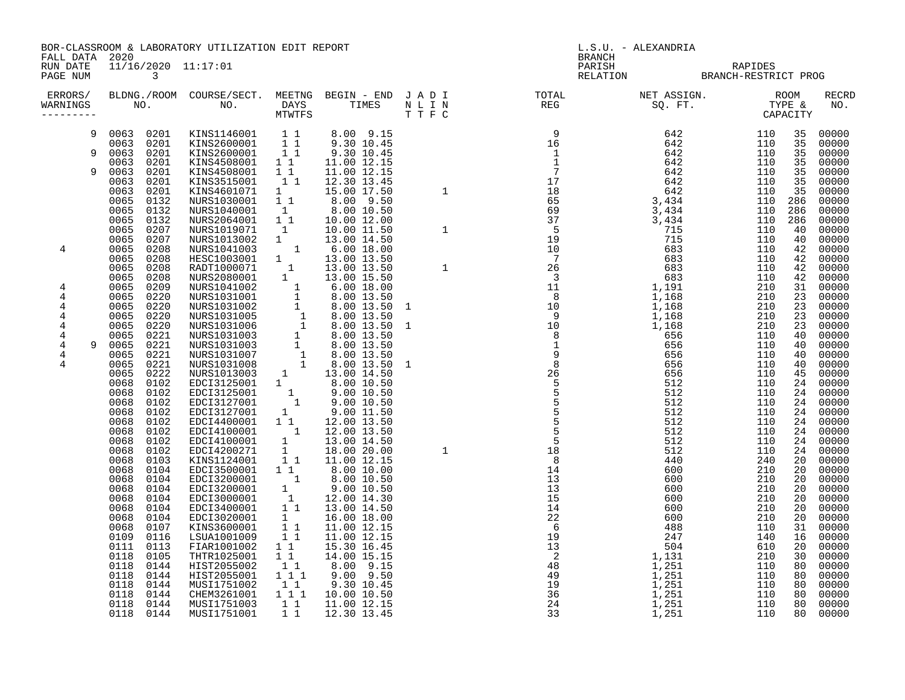BOR-CLASSROOM & LABORATORY UTILIZATION EDIT REPORT
FALL DATA 2020
RUN DATE 11/16/2020 11:17:01

L.S.U. - ALEXANDRIA
BRANCH
PARISH RAPIDES
RELATION BRANCH-RESTRICT PROG

| ERRORS | WARNINGS | BLDG. NO. | ROOM NO. | COURSE/SECT. NO. | M | T | W | T | F | S | BEGIN | END | J | A | D | I | TOTAL REG | NET ASSIGN. SQ. FT. | ROOM TYPE | CAPACITY | RECRD NO. |
|---|---|---|---|---|---|---|---|---|---|---|---|---|---|---|---|---|---|---|---|---|---|
| | 9 | 0063 | 0201 | KINS1146001 | | 1 | | 1 | | | 8.00 | 9.15 | | | | | 9 | 642 | 110 | 35 | 00000 |
| | | 0063 | 0201 | KINS2600001 | | 1 | | 1 | | | 9.30 | 10.45 | | | | | 16 | 642 | 110 | 35 | 00000 |
| | 9 | 0063 | 0201 | KINS2600001 | | 1 | | 1 | | | 9.30 | 10.45 | | | | | 1 | 642 | 110 | 35 | 00000 |
| | | 0063 | 0201 | KINS4508001 | 1 | | 1 | | | | 11.00 | 12.15 | | | | | 1 | 642 | 110 | 35 | 00000 |
| | 9 | 0063 | 0201 | KINS4508001 | 1 | | 1 | | | | 11.00 | 12.15 | | | | | 7 | 642 | 110 | 35 | 00000 |
| | | 0063 | 0201 | KINS3515001 | | 1 | | 1 | | | 12.30 | 13.45 | | | | | 17 | 642 | 110 | 35 | 00000 |
| | | 0063 | 0201 | KINS4601071 | 1 | | | | | | 15.00 | 17.50 | | | | 1 | 18 | 642 | 110 | 35 | 00000 |
| | | 0065 | 0132 | NURS1030001 | 1 | | 1 | | | | 8.00 | 9.50 | | | | | 65 | 3,434 | 110 | 286 | 00000 |
| | | 0065 | 0132 | NURS1040001 | | 1 | | | | | 8.00 | 10.50 | | | | | 69 | 3,434 | 110 | 286 | 00000 |
| | | 0065 | 0132 | NURS2064001 | 1 | | 1 | | | | 10.00 | 12.00 | | | | | 37 | 3,434 | 110 | 286 | 00000 |
| | | 0065 | 0207 | NURS1019071 | | 1 | | | | | 10.00 | 11.50 | | | | 1 | 5 | 715 | 110 | 40 | 00000 |
| | | 0065 | 0207 | NURS1013002 | 1 | | | | | | 13.00 | 14.50 | | | | | 19 | 715 | 110 | 40 | 00000 |
| 4 | | 0065 | 0208 | NURS1041003 | | | 1 | | | | 6.00 | 18.00 | | | | | 10 | 683 | 110 | 42 | 00000 |
| | | 0065 | 0208 | HESC1003001 | 1 | | | | | | 13.00 | 13.50 | | | | | 7 | 683 | 110 | 42 | 00000 |
| | | 0065 | 0208 | RADT1000071 | | | 1 | | | | 13.00 | 13.50 | | | | 1 | 26 | 683 | 110 | 42 | 00000 |
| | | 0065 | 0208 | NURS2080001 | | 1 | | | | | 13.00 | 15.50 | | | | | 3 | 683 | 110 | 42 | 00000 |
| 4 | | 0065 | 0209 | NURS1041002 | | | 1 | | | | 6.00 | 18.00 | | | | | 11 | 1,191 | 210 | 31 | 00000 |
| 4 | | 0065 | 0220 | NURS1031001 | | | 1 | | | | 8.00 | 13.50 | | | | | 8 | 1,168 | 210 | 23 | 00000 |
| 4 | | 0065 | 0220 | NURS1031002 | | | 1 | | | | 8.00 | 13.50 | 1 | | | | 10 | 1,168 | 210 | 23 | 00000 |
| 4 | | 0065 | 0220 | NURS1031005 | | | | 1 | | | 8.00 | 13.50 | | | | | 9 | 1,168 | 210 | 23 | 00000 |
| 4 | | 0065 | 0220 | NURS1031006 | | | | 1 | | | 8.00 | 13.50 | 1 | | | | 10 | 1,168 | 210 | 23 | 00000 |
| 4 | | 0065 | 0221 | NURS1031003 | | | 1 | | | | 8.00 | 13.50 | | | | | 8 | 656 | 110 | 40 | 00000 |
| 4 | 9 | 0065 | 0221 | NURS1031003 | | | 1 | | | | 8.00 | 13.50 | | | | | 1 | 656 | 110 | 40 | 00000 |
| 4 | | 0065 | 0221 | NURS1031007 | | | | 1 | | | 8.00 | 13.50 | | | | | 9 | 656 | 110 | 40 | 00000 |
| 4 | | 0065 | 0221 | NURS1031008 | | | | 1 | | | 8.00 | 13.50 | 1 | | | | 8 | 656 | 110 | 40 | 00000 |
| | | 0065 | 0222 | NURS1013003 | | 1 | | | | | 13.00 | 14.50 | | | | | 26 | 656 | 110 | 45 | 00000 |
| | | 0068 | 0102 | EDCI3125001 | 1 | | | | | | 8.00 | 10.50 | | | | | 5 | 512 | 110 | 24 | 00000 |
| | | 0068 | 0102 | EDCI3125001 | | | 1 | | | | 9.00 | 10.50 | | | | | 5 | 512 | 110 | 24 | 00000 |
| | | 0068 | 0102 | EDCI3127001 | | | 1 | | | | 9.00 | 10.50 | | | | | 5 | 512 | 110 | 24 | 00000 |
| | | 0068 | 0102 | EDCI3127001 | 1 | | | | | | 9.00 | 11.50 | | | | | 5 | 512 | 110 | 24 | 00000 |
| | | 0068 | 0102 | EDCI4400001 | 1 | | 1 | | | | 12.00 | 13.50 | | | | | 5 | 512 | 110 | 24 | 00000 |
| | | 0068 | 0102 | EDCI4100001 | | | 1 | | | | 12.00 | 13.50 | | | | | 5 | 512 | 110 | 24 | 00000 |
| | | 0068 | 0102 | EDCI4100001 | | 1 | | | | | 13.00 | 14.50 | | | | | 5 | 512 | 110 | 24 | 00000 |
| | | 0068 | 0102 | EDCI4200271 | | 1 | | | | | 18.00 | 20.00 | | | | 1 | 18 | 512 | 110 | 24 | 00000 |
| | | 0068 | 0103 | KINS1124001 | | 1 | | 1 | | | 11.00 | 12.15 | | | | | 8 | 440 | 240 | 20 | 00000 |
| | | 0068 | 0104 | EDCI3500001 | 1 | | 1 | | | | 8.00 | 10.00 | | | | | 14 | 600 | 210 | 20 | 00000 |
| | | 0068 | 0104 | EDCI3200001 | | | 1 | | | | 8.00 | 10.50 | | | | | 13 | 600 | 210 | 20 | 00000 |
| | | 0068 | 0104 | EDCI3200001 | | 1 | | | | | 9.00 | 10.50 | | | | | 13 | 600 | 210 | 20 | 00000 |
| | | 0068 | 0104 | EDCI3000001 | | | 1 | | | | 12.00 | 14.30 | | | | | 15 | 600 | 210 | 20 | 00000 |
| | | 0068 | 0104 | EDCI3400001 | | 1 | | 1 | | | 13.00 | 14.50 | | | | | 14 | 600 | 210 | 20 | 00000 |
| | | 0068 | 0104 | EDCI3020001 | | 1 | | | | | 16.00 | 18.00 | | | | | 22 | 600 | 210 | 20 | 00000 |
| | | 0068 | 0107 | KINS3600001 | | 1 | | 1 | | | 11.00 | 12.15 | | | | | 6 | 488 | 110 | 31 | 00000 |
| | | 0109 | 0116 | LSUA1001009 | | 1 | | 1 | | | 11.00 | 12.15 | | | | | 19 | 247 | 140 | 16 | 00000 |
| | | 0111 | 0113 | FIAR1001002 | 1 | | 1 | | | | 15.30 | 16.45 | | | | | 13 | 504 | 610 | 20 | 00000 |
| | | 0118 | 0105 | THTR1025001 | 1 | | 1 | | | | 14.00 | 15.15 | | | | | 2 | 1,131 | 210 | 30 | 00000 |
| | | 0118 | 0144 | HIST2055002 | | 1 | | 1 | | | 8.00 | 9.15 | | | | | 48 | 1,251 | 110 | 80 | 00000 |
| | | 0118 | 0144 | HIST2055001 | 1 | | 1 | | 1 | | 9.00 | 9.50 | | | | | 49 | 1,251 | 110 | 80 | 00000 |
| | | 0118 | 0144 | MUSI1751002 | | 1 | | 1 | | | 9.30 | 10.45 | | | | | 19 | 1,251 | 110 | 80 | 00000 |
| | | 0118 | 0144 | CHEM3261001 | 1 | | 1 | | 1 | | 10.00 | 10.50 | | | | | 36 | 1,251 | 110 | 80 | 00000 |
| | | 0118 | 0144 | MUSI1751003 | | 1 | | 1 | | | 11.00 | 12.15 | | | | | 24 | 1,251 | 110 | 80 | 00000 |
| | | 0118 | 0144 | MUSI1751001 | | 1 | | 1 | | | 12.30 | 13.45 | | | | | 33 | 1,251 | 110 | 80 | 00000 |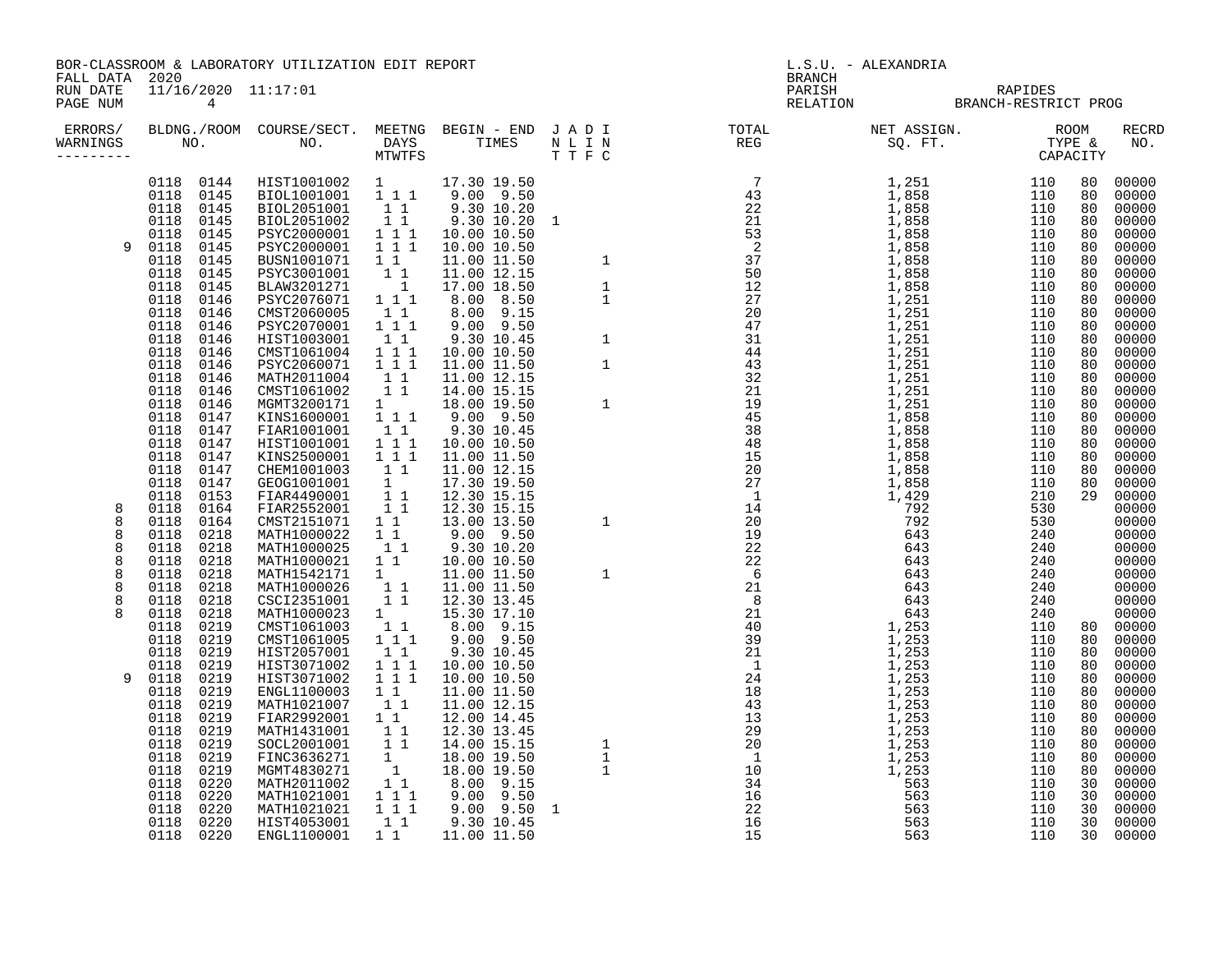BOR-CLASSROOM & LABORATORY UTILIZATION EDIT REPORT
FALL DATA 2020
RUN DATE 11/16/2020 11:17:01

L.S.U. - ALEXANDRIA
BRANCH
PARISH RAPIDES
RELATION BRANCH-RESTRICT PROG

| ERRORS/ WARNINGS | BLDG. NO. | ROOM NO. | COURSE/SECT. NO. | M | T | W | T | F | S | BEGIN | END | J | A | D | I | TOTAL REG | NET ASSIGN. SQ. FT. | ROOM TYPE | CAPACITY | RECRD NO. |
|---|---|---|---|---|---|---|---|---|---|---|---|---|---|---|---|---|---|---|---|---|
| | 0118 | 0144 | HIST1001002 | 1 | | | | | | 17.30 | 19.50 | | | | | 7 | 1,251 | 110 | 80 | 00000 |
| | 0118 | 0145 | BIOL1001001 | 1 | | 1 | | 1 | | 9.00 | 9.50 | | | | | 43 | 1,858 | 110 | 80 | 00000 |
| | 0118 | 0145 | BIOL2051001 | | 1 | | 1 | | | 9.30 | 10.20 | | | | | 22 | 1,858 | 110 | 80 | 00000 |
| | 0118 | 0145 | BIOL2051002 | | 1 | | 1 | | | 9.30 | 10.20 | 1 | | | | 21 | 1,858 | 110 | 80 | 00000 |
| | 0118 | 0145 | PSYC2000001 | 1 | | 1 | | 1 | | 10.00 | 10.50 | | | | | 53 | 1,858 | 110 | 80 | 00000 |
| 9 | 0118 | 0145 | PSYC2000001 | 1 | | 1 | | 1 | | 10.00 | 10.50 | | | | | 2 | 1,858 | 110 | 80 | 00000 |
| | 0118 | 0145 | BUSN1001071 | 1 | | 1 | | | | 11.00 | 11.50 | | | | 1 | 37 | 1,858 | 110 | 80 | 00000 |
| | 0118 | 0145 | PSYC3001001 | | 1 | | 1 | | | 11.00 | 12.15 | | | | | 50 | 1,858 | 110 | 80 | 00000 |
| | 0118 | 0145 | BLAW3201271 | | | 1 | | | | 17.00 | 18.50 | | | | 1 | 12 | 1,858 | 110 | 80 | 00000 |
| | 0118 | 0146 | PSYC2076071 | 1 | | 1 | | 1 | | 8.00 | 8.50 | | | | 1 | 27 | 1,251 | 110 | 80 | 00000 |
| | 0118 | 0146 | CMST2060005 | | 1 | | 1 | | | 8.00 | 9.15 | | | | | 20 | 1,251 | 110 | 80 | 00000 |
| | 0118 | 0146 | PSYC2070001 | 1 | | 1 | | 1 | | 9.00 | 9.50 | | | | | 47 | 1,251 | 110 | 80 | 00000 |
| | 0118 | 0146 | HIST1003001 | | 1 | | 1 | | | 9.30 | 10.45 | | | | 1 | 31 | 1,251 | 110 | 80 | 00000 |
| | 0118 | 0146 | CMST1061004 | 1 | | 1 | | 1 | | 10.00 | 10.50 | | | | | 44 | 1,251 | 110 | 80 | 00000 |
| | 0118 | 0146 | PSYC2060071 | 1 | | 1 | | 1 | | 11.00 | 11.50 | | | | 1 | 43 | 1,251 | 110 | 80 | 00000 |
| | 0118 | 0146 | MATH2011004 | | 1 | | 1 | | | 11.00 | 12.15 | | | | | 32 | 1,251 | 110 | 80 | 00000 |
| | 0118 | 0146 | CMST1061002 | | 1 | | 1 | | | 14.00 | 15.15 | | | | | 21 | 1,251 | 110 | 80 | 00000 |
| | 0118 | 0146 | MGMT3200171 | 1 | | | | | | 18.00 | 19.50 | | | | 1 | 19 | 1,251 | 110 | 80 | 00000 |
| | 0118 | 0147 | KINS1600001 | 1 | | 1 | | 1 | | 9.00 | 9.50 | | | | | 45 | 1,858 | 110 | 80 | 00000 |
| | 0118 | 0147 | FIAR1001001 | | 1 | | 1 | | | 9.30 | 10.45 | | | | | 38 | 1,858 | 110 | 80 | 00000 |
| | 0118 | 0147 | HIST1001001 | 1 | | 1 | | 1 | | 10.00 | 10.50 | | | | | 48 | 1,858 | 110 | 80 | 00000 |
| | 0118 | 0147 | KINS2500001 | 1 | | 1 | | 1 | | 11.00 | 11.50 | | | | | 15 | 1,858 | 110 | 80 | 00000 |
| | 0118 | 0147 | CHEM1001003 | | 1 | | 1 | | | 11.00 | 12.15 | | | | | 20 | 1,858 | 110 | 80 | 00000 |
| | 0118 | 0147 | GEOG1001001 | 1 | | | | | | 17.30 | 19.50 | | | | | 27 | 1,858 | 110 | 80 | 00000 |
| | 0118 | 0153 | FIAR4490001 | | 1 | | 1 | | | 12.30 | 15.15 | | | | | 1 | 1,429 | 210 | 29 | 00000 |
| 8 | 0118 | 0164 | FIAR2552001 | | 1 | | 1 | | | 12.30 | 15.15 | | | | | 14 | 792 | 530 | | 00000 |
| 8 | 0118 | 0164 | CMST2151071 | 1 | | 1 | | | | 13.00 | 13.50 | | | | 1 | 20 | 792 | 530 | | 00000 |
| 8 | 0118 | 0218 | MATH1000022 | 1 | | 1 | | | | 9.00 | 9.50 | | | | | 19 | 643 | 240 | | 00000 |
| 8 | 0118 | 0218 | MATH1000025 | | 1 | | 1 | | | 9.30 | 10.20 | | | | | 22 | 643 | 240 | | 00000 |
| 8 | 0118 | 0218 | MATH1000021 | 1 | | 1 | | | | 10.00 | 10.50 | | | | | 22 | 643 | 240 | | 00000 |
| 8 | 0118 | 0218 | MATH1542171 | 1 | | | | | | 11.00 | 11.50 | | | | 1 | 6 | 643 | 240 | | 00000 |
| 8 | 0118 | 0218 | MATH1000026 | | 1 | | 1 | | | 11.00 | 11.50 | | | | | 21 | 643 | 240 | | 00000 |
| 8 | 0118 | 0218 | CSCI2351001 | | 1 | | 1 | | | 12.30 | 13.45 | | | | | 8 | 643 | 240 | | 00000 |
| 8 | 0118 | 0218 | MATH1000023 | 1 | | | | | | 15.30 | 17.10 | | | | | 21 | 643 | 240 | | 00000 |
| | 0118 | 0219 | CMST1061003 | | 1 | | 1 | | | 8.00 | 9.15 | | | | | 40 | 1,253 | 110 | 80 | 00000 |
| | 0118 | 0219 | CMST1061005 | 1 | | 1 | | 1 | | 9.00 | 9.50 | | | | | 39 | 1,253 | 110 | 80 | 00000 |
| | 0118 | 0219 | HIST2057001 | | 1 | | 1 | | | 9.30 | 10.45 | | | | | 21 | 1,253 | 110 | 80 | 00000 |
| | 0118 | 0219 | HIST3071002 | 1 | | 1 | | 1 | | 10.00 | 10.50 | | | | | 1 | 1,253 | 110 | 80 | 00000 |
| 9 | 0118 | 0219 | HIST3071002 | 1 | | 1 | | 1 | | 10.00 | 10.50 | | | | | 24 | 1,253 | 110 | 80 | 00000 |
| | 0118 | 0219 | ENGL1100003 | 1 | | 1 | | | | 11.00 | 11.50 | | | | | 18 | 1,253 | 110 | 80 | 00000 |
| | 0118 | 0219 | MATH1021007 | | 1 | | 1 | | | 11.00 | 12.15 | | | | | 43 | 1,253 | 110 | 80 | 00000 |
| | 0118 | 0219 | FIAR2992001 | 1 | | 1 | | | | 12.00 | 14.45 | | | | | 13 | 1,253 | 110 | 80 | 00000 |
| | 0118 | 0219 | MATH1431001 | | 1 | | 1 | | | 12.30 | 13.45 | | | | | 29 | 1,253 | 110 | 80 | 00000 |
| | 0118 | 0219 | SOCL2001001 | | 1 | | 1 | | | 14.00 | 15.15 | | | | 1 | 20 | 1,253 | 110 | 80 | 00000 |
| | 0118 | 0219 | FINC3636271 | 1 | | | | | | 18.00 | 19.50 | | | | 1 | 1 | 1,253 | 110 | 80 | 00000 |
| | 0118 | 0219 | MGMT4830271 | | | 1 | | | | 18.00 | 19.50 | | | | 1 | 10 | 1,253 | 110 | 80 | 00000 |
| | 0118 | 0220 | MATH2011002 | | 1 | | 1 | | | 8.00 | 9.15 | | | | | 34 | 563 | 110 | 30 | 00000 |
| | 0118 | 0220 | MATH1021001 | 1 | | 1 | | 1 | | 9.00 | 9.50 | | | | | 16 | 563 | 110 | 30 | 00000 |
| | 0118 | 0220 | MATH1021021 | 1 | | 1 | | 1 | | 9.00 | 9.50 | 1 | | | | 22 | 563 | 110 | 30 | 00000 |
| | 0118 | 0220 | HIST4053001 | | 1 | | 1 | | | 9.30 | 10.45 | | | | | 16 | 563 | 110 | 30 | 00000 |
| | 0118 | 0220 | ENGL1100001 | 1 | | 1 | | | | 11.00 | 11.50 | | | | | 15 | 563 | 110 | 30 | 00000 |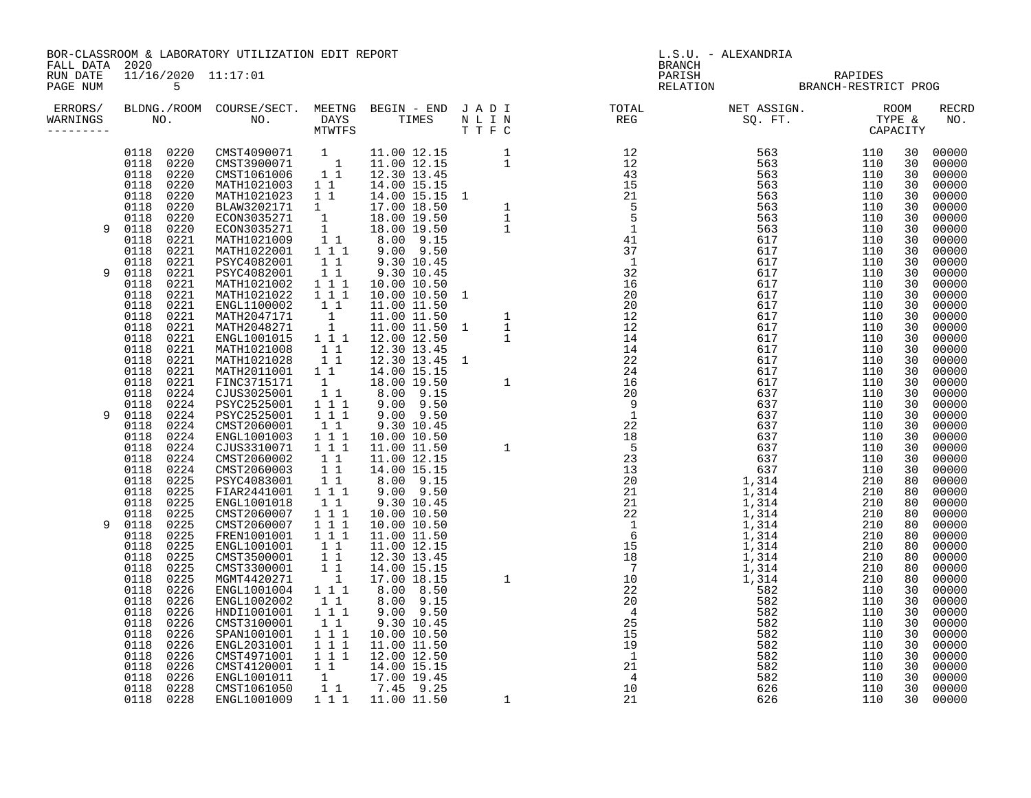BOR-CLASSROOM & LABORATORY UTILIZATION EDIT REPORT
FALL DATA 2020
RUN DATE 11/16/2020 11:17:01
PAGE NUM 5

L.S.U. - ALEXANDRIA
BRANCH
PARISH RAPIDES
RELATION BRANCH-RESTRICT PROG

| ERRORS/ WARNINGS | BLDNG./ROOM NO. | COURSE/SECT. NO. | MEETNG DAYS MTWTFS | BEGIN - END TIMES | J A D I N L I N T T F C | TOTAL REG | NET ASSIGN. SQ. FT. | ROOM TYPE & CAPACITY | | RECRD NO. |
|---|---|---|---|---|---|---|---|---|---|---|
| | 0118 0220 | CMST4090071 | 1 | 11.00 12.15 | 1 | 12 | 563 | 110 | 30 | 00000 |
| | 0118 0220 | CMST3900071 | 1 | 11.00 12.15 | 1 | 12 | 563 | 110 | 30 | 00000 |
| | 0118 0220 | CMST1061006 | 1 1 | 12.30 13.45 | | 43 | 563 | 110 | 30 | 00000 |
| | 0118 0220 | MATH1021003 | 1 1 | 14.00 15.15 | | 15 | 563 | 110 | 30 | 00000 |
| | 0118 0220 | MATH1021023 | 1 1 | 14.00 15.15 | 1 | 21 | 563 | 110 | 30 | 00000 |
| | 0118 0220 | BLAW3202171 | 1 | 17.00 18.50 | 1 | 5 | 563 | 110 | 30 | 00000 |
| | 0118 0220 | ECON3035271 | 1 | 18.00 19.50 | 1 | 5 | 563 | 110 | 30 | 00000 |
| 9 | 0118 0220 | ECON3035271 | 1 | 18.00 19.50 | 1 | 1 | 563 | 110 | 30 | 00000 |
| | 0118 0221 | MATH1021009 | 1 1 | 8.00 9.15 | | 41 | 617 | 110 | 30 | 00000 |
| | 0118 0221 | MATH1022001 | 1 1 1 | 9.00 9.50 | | 37 | 617 | 110 | 30 | 00000 |
| | 0118 0221 | PSYC4082001 | 1 1 | 9.30 10.45 | | 1 | 617 | 110 | 30 | 00000 |
| 9 | 0118 0221 | PSYC4082001 | 1 1 | 9.30 10.45 | | 32 | 617 | 110 | 30 | 00000 |
| | 0118 0221 | MATH1021002 | 1 1 1 | 10.00 10.50 | | 16 | 617 | 110 | 30 | 00000 |
| | 0118 0221 | MATH1021022 | 1 1 1 | 10.00 10.50 | 1 | 20 | 617 | 110 | 30 | 00000 |
| | 0118 0221 | ENGL1100002 | 1 1 | 11.00 11.50 | | 20 | 617 | 110 | 30 | 00000 |
| | 0118 0221 | MATH2047171 | 1 | 11.00 11.50 | 1 | 12 | 617 | 110 | 30 | 00000 |
| | 0118 0221 | MATH2048271 | 1 | 11.00 11.50 | 1 1 | 12 | 617 | 110 | 30 | 00000 |
| | 0118 0221 | ENGL1001015 | 1 1 1 | 12.00 12.50 | 1 | 14 | 617 | 110 | 30 | 00000 |
| | 0118 0221 | MATH1021008 | 1 1 | 12.30 13.45 | | 14 | 617 | 110 | 30 | 00000 |
| | 0118 0221 | MATH1021028 | 1 1 | 12.30 13.45 | 1 | 22 | 617 | 110 | 30 | 00000 |
| | 0118 0221 | MATH2011001 | 1 1 | 14.00 15.15 | | 24 | 617 | 110 | 30 | 00000 |
| | 0118 0221 | FINC3715171 | 1 | 18.00 19.50 | 1 | 16 | 617 | 110 | 30 | 00000 |
| | 0118 0224 | CJUS3025001 | 1 1 | 8.00 9.15 | | 20 | 637 | 110 | 30 | 00000 |
| | 0118 0224 | PSYC2525001 | 1 1 1 | 9.00 9.50 | | 9 | 637 | 110 | 30 | 00000 |
| 9 | 0118 0224 | PSYC2525001 | 1 1 1 | 9.00 9.50 | | 1 | 637 | 110 | 30 | 00000 |
| | 0118 0224 | CMST2060001 | 1 1 | 9.30 10.45 | | 22 | 637 | 110 | 30 | 00000 |
| | 0118 0224 | ENGL1001003 | 1 1 1 | 10.00 10.50 | | 18 | 637 | 110 | 30 | 00000 |
| | 0118 0224 | CJUS3310071 | 1 1 1 | 11.00 11.50 | 1 | 5 | 637 | 110 | 30 | 00000 |
| | 0118 0224 | CMST2060002 | 1 1 | 11.00 12.15 | | 23 | 637 | 110 | 30 | 00000 |
| | 0118 0224 | CMST2060003 | 1 1 | 14.00 15.15 | | 13 | 637 | 110 | 30 | 00000 |
| | 0118 0225 | PSYC4083001 | 1 1 | 8.00 9.15 | | 20 | 1,314 | 210 | 80 | 00000 |
| | 0118 0225 | FIAR2441001 | 1 1 1 | 9.00 9.50 | | 21 | 1,314 | 210 | 80 | 00000 |
| | 0118 0225 | ENGL1001018 | 1 1 | 9.30 10.45 | | 21 | 1,314 | 210 | 80 | 00000 |
| | 0118 0225 | CMST2060007 | 1 1 1 | 10.00 10.50 | | 22 | 1,314 | 210 | 80 | 00000 |
| 9 | 0118 0225 | CMST2060007 | 1 1 1 | 10.00 10.50 | | 1 | 1,314 | 210 | 80 | 00000 |
| | 0118 0225 | FREN1001001 | 1 1 1 | 11.00 11.50 | | 6 | 1,314 | 210 | 80 | 00000 |
| | 0118 0225 | ENGL1001001 | 1 1 | 11.00 12.15 | | 15 | 1,314 | 210 | 80 | 00000 |
| | 0118 0225 | CMST3500001 | 1 1 | 12.30 13.45 | | 18 | 1,314 | 210 | 80 | 00000 |
| | 0118 0225 | CMST3300001 | 1 1 | 14.00 15.15 | | 7 | 1,314 | 210 | 80 | 00000 |
| | 0118 0225 | MGMT4420271 | 1 | 17.00 18.15 | 1 | 10 | 1,314 | 210 | 80 | 00000 |
| | 0118 0226 | ENGL1001004 | 1 1 1 | 8.00 8.50 | | 22 | 582 | 110 | 30 | 00000 |
| | 0118 0226 | ENGL1002002 | 1 1 | 8.00 9.15 | | 20 | 582 | 110 | 30 | 00000 |
| | 0118 0226 | HNDI1001001 | 1 1 1 | 9.00 9.50 | | 4 | 582 | 110 | 30 | 00000 |
| | 0118 0226 | CMST3100001 | 1 1 | 9.30 10.45 | | 25 | 582 | 110 | 30 | 00000 |
| | 0118 0226 | SPAN1001001 | 1 1 1 | 10.00 10.50 | | 15 | 582 | 110 | 30 | 00000 |
| | 0118 0226 | ENGL2031001 | 1 1 1 | 11.00 11.50 | | 19 | 582 | 110 | 30 | 00000 |
| | 0118 0226 | CMST4971001 | 1 1 1 | 12.00 12.50 | | 1 | 582 | 110 | 30 | 00000 |
| | 0118 0226 | CMST4120001 | 1 1 | 14.00 15.15 | | 21 | 582 | 110 | 30 | 00000 |
| | 0118 0226 | ENGL1001011 | 1 | 17.00 19.45 | | 4 | 582 | 110 | 30 | 00000 |
| | 0118 0228 | CMST1061050 | 1 1 | 7.45 9.25 | | 10 | 626 | 110 | 30 | 00000 |
| | 0118 0228 | ENGL1001009 | 1 1 1 | 11.00 11.50 | 1 | 21 | 626 | 110 | 30 | 00000 |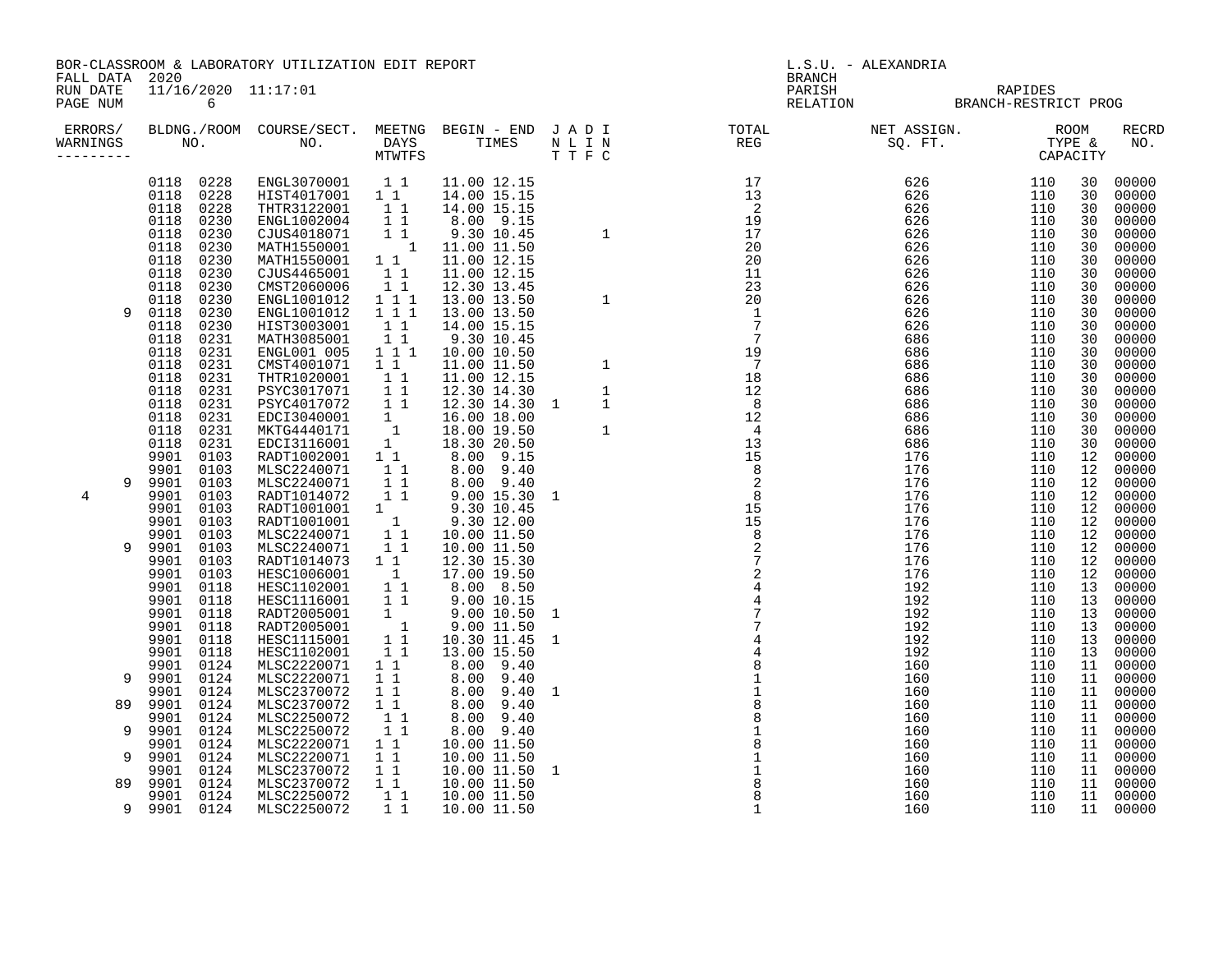BOR-CLASSROOM & LABORATORY UTILIZATION EDIT REPORT
FALL DATA 2020
RUN DATE 11/16/2020 11:17:01

L.S.U. - ALEXANDRIA
BRANCH
PARISH RAPIDES
RELATION BRANCH-RESTRICT PROG

| ERRORS/ WARNINGS | BLDNG. NO. | ROOM NO. | COURSE/SECT. NO. | MEETNG DAYS MTWTFS | BEGIN TIME | END TIME | J N T | A L T | D I F | I N C | TOTAL REG | NET ASSIGN. SQ. FT. | ROOM TYPE | CAPACITY | RECRD NO. |
|---|---|---|---|---|---|---|---|---|---|---|---|---|---|---|---|
| | 0118 | 0228 | ENGL3070001 | 1 1 | 11.00 | 12.15 | | | | | 17 | 626 | 110 | 30 | 00000 |
| | 0118 | 0228 | HIST4017001 | 1 1 | 14.00 | 15.15 | | | | | 13 | 626 | 110 | 30 | 00000 |
| | 0118 | 0228 | THTR3122001 | 1 1 | 14.00 | 15.15 | | | | | 2 | 626 | 110 | 30 | 00000 |
| | 0118 | 0230 | ENGL1002004 | 1 1 | 8.00 | 9.15 | | | | | 19 | 626 | 110 | 30 | 00000 |
| | 0118 | 0230 | CJUS4018071 | 1 1 | 9.30 | 10.45 | | | | 1 | 17 | 626 | 110 | 30 | 00000 |
| | 0118 | 0230 | MATH1550001 | 1 | 11.00 | 11.50 | | | | | 20 | 626 | 110 | 30 | 00000 |
| | 0118 | 0230 | MATH1550001 | 1 1 | 11.00 | 12.15 | | | | | 20 | 626 | 110 | 30 | 00000 |
| | 0118 | 0230 | CJUS4465001 | 1 1 | 11.00 | 12.15 | | | | | 11 | 626 | 110 | 30 | 00000 |
| | 0118 | 0230 | CMST2060006 | 1 1 | 12.30 | 13.45 | | | | | 23 | 626 | 110 | 30 | 00000 |
| | 0118 | 0230 | ENGL1001012 | 1 1 1 | 13.00 | 13.50 | | | | 1 | 20 | 626 | 110 | 30 | 00000 |
| 9 | 0118 | 0230 | ENGL1001012 | 1 1 1 | 13.00 | 13.50 | | | | | 1 | 626 | 110 | 30 | 00000 |
| | 0118 | 0230 | HIST3003001 | 1 1 | 14.00 | 15.15 | | | | | 7 | 626 | 110 | 30 | 00000 |
| | 0118 | 0231 | MATH3085001 | 1 1 | 9.30 | 10.45 | | | | | 7 | 686 | 110 | 30 | 00000 |
| | 0118 | 0231 | ENGL001 005 | 1 1 1 | 10.00 | 10.50 | | | | | 19 | 686 | 110 | 30 | 00000 |
| | 0118 | 0231 | CMST4001071 | 1 1 | 11.00 | 11.50 | | | | 1 | 7 | 686 | 110 | 30 | 00000 |
| | 0118 | 0231 | THTR1020001 | 1 1 | 11.00 | 12.15 | | | | | 18 | 686 | 110 | 30 | 00000 |
| | 0118 | 0231 | PSYC3017071 | 1 1 | 12.30 | 14.30 | | | | 1 | 12 | 686 | 110 | 30 | 00000 |
| | 0118 | 0231 | PSYC4017072 | 1 1 | 12.30 | 14.30 | 1 | | | 1 | 8 | 686 | 110 | 30 | 00000 |
| | 0118 | 0231 | EDCI3040001 | 1 | 16.00 | 18.00 | | | | | 12 | 686 | 110 | 30 | 00000 |
| | 0118 | 0231 | MKTG4440171 | 1 | 18.00 | 19.50 | | | | 1 | 4 | 686 | 110 | 30 | 00000 |
| | 0118 | 0231 | EDCI3116001 | 1 | 18.30 | 20.50 | | | | | 13 | 686 | 110 | 30 | 00000 |
| | 9901 | 0103 | RADT1002001 | 1 1 | 8.00 | 9.15 | | | | | 15 | 176 | 110 | 12 | 00000 |
| | 9901 | 0103 | MLSC2240071 | 1 1 | 8.00 | 9.40 | | | | | 8 | 176 | 110 | 12 | 00000 |
| 9 | 9901 | 0103 | MLSC2240071 | 1 1 | 8.00 | 9.40 | | | | | 2 | 176 | 110 | 12 | 00000 |
| 4 | 9901 | 0103 | RADT1014072 | 1 1 | 9.00 | 15.30 | 1 | | | | 8 | 176 | 110 | 12 | 00000 |
| | 9901 | 0103 | RADT1001001 | 1 | 9.30 | 10.45 | | | | | 15 | 176 | 110 | 12 | 00000 |
| | 9901 | 0103 | RADT1001001 | 1 | 9.30 | 12.00 | | | | | 15 | 176 | 110 | 12 | 00000 |
| | 9901 | 0103 | MLSC2240071 | 1 1 | 10.00 | 11.50 | | | | | 8 | 176 | 110 | 12 | 00000 |
| 9 | 9901 | 0103 | MLSC2240071 | 1 1 | 10.00 | 11.50 | | | | | 2 | 176 | 110 | 12 | 00000 |
| | 9901 | 0103 | RADT1014073 | 1 1 | 12.30 | 15.30 | | | | | 7 | 176 | 110 | 12 | 00000 |
| | 9901 | 0103 | HESC1006001 | 1 | 17.00 | 19.50 | | | | | 2 | 176 | 110 | 12 | 00000 |
| | 9901 | 0118 | HESC1102001 | 1 1 | 8.00 | 8.50 | | | | | 4 | 192 | 110 | 13 | 00000 |
| | 9901 | 0118 | HESC1116001 | 1 1 | 9.00 | 10.15 | | | | | 4 | 192 | 110 | 13 | 00000 |
| | 9901 | 0118 | RADT2005001 | 1 | 9.00 | 10.50 | 1 | | | | 7 | 192 | 110 | 13 | 00000 |
| | 9901 | 0118 | RADT2005001 | 1 | 9.00 | 11.50 | | | | | 7 | 192 | 110 | 13 | 00000 |
| | 9901 | 0118 | HESC1115001 | 1 1 | 10.30 | 11.45 | 1 | | | | 4 | 192 | 110 | 13 | 00000 |
| | 9901 | 0118 | HESC1102001 | 1 1 | 13.00 | 15.50 | | | | | 4 | 192 | 110 | 13 | 00000 |
| | 9901 | 0124 | MLSC2220071 | 1 1 | 8.00 | 9.40 | | | | | 8 | 160 | 110 | 11 | 00000 |
| 9 | 9901 | 0124 | MLSC2220071 | 1 1 | 8.00 | 9.40 | | | | | 1 | 160 | 110 | 11 | 00000 |
| | 9901 | 0124 | MLSC2370072 | 1 1 | 8.00 | 9.40 | 1 | | | | 1 | 160 | 110 | 11 | 00000 |
| 89 | 9901 | 0124 | MLSC2370072 | 1 1 | 8.00 | 9.40 | | | | | 8 | 160 | 110 | 11 | 00000 |
| | 9901 | 0124 | MLSC2250072 | 1 1 | 8.00 | 9.40 | | | | | 8 | 160 | 110 | 11 | 00000 |
| 9 | 9901 | 0124 | MLSC2250072 | 1 1 | 8.00 | 9.40 | | | | | 1 | 160 | 110 | 11 | 00000 |
| | 9901 | 0124 | MLSC2220071 | 1 1 | 10.00 | 11.50 | | | | | 8 | 160 | 110 | 11 | 00000 |
| 9 | 9901 | 0124 | MLSC2220071 | 1 1 | 10.00 | 11.50 | | | | | 1 | 160 | 110 | 11 | 00000 |
| | 9901 | 0124 | MLSC2370072 | 1 1 | 10.00 | 11.50 | 1 | | | | 1 | 160 | 110 | 11 | 00000 |
| 89 | 9901 | 0124 | MLSC2370072 | 1 1 | 10.00 | 11.50 | | | | | 8 | 160 | 110 | 11 | 00000 |
| | 9901 | 0124 | MLSC2250072 | 1 1 | 10.00 | 11.50 | | | | | 8 | 160 | 110 | 11 | 00000 |
| 9 | 9901 | 0124 | MLSC2250072 | 1 1 | 10.00 | 11.50 | | | | | 1 | 160 | 110 | 11 | 00000 |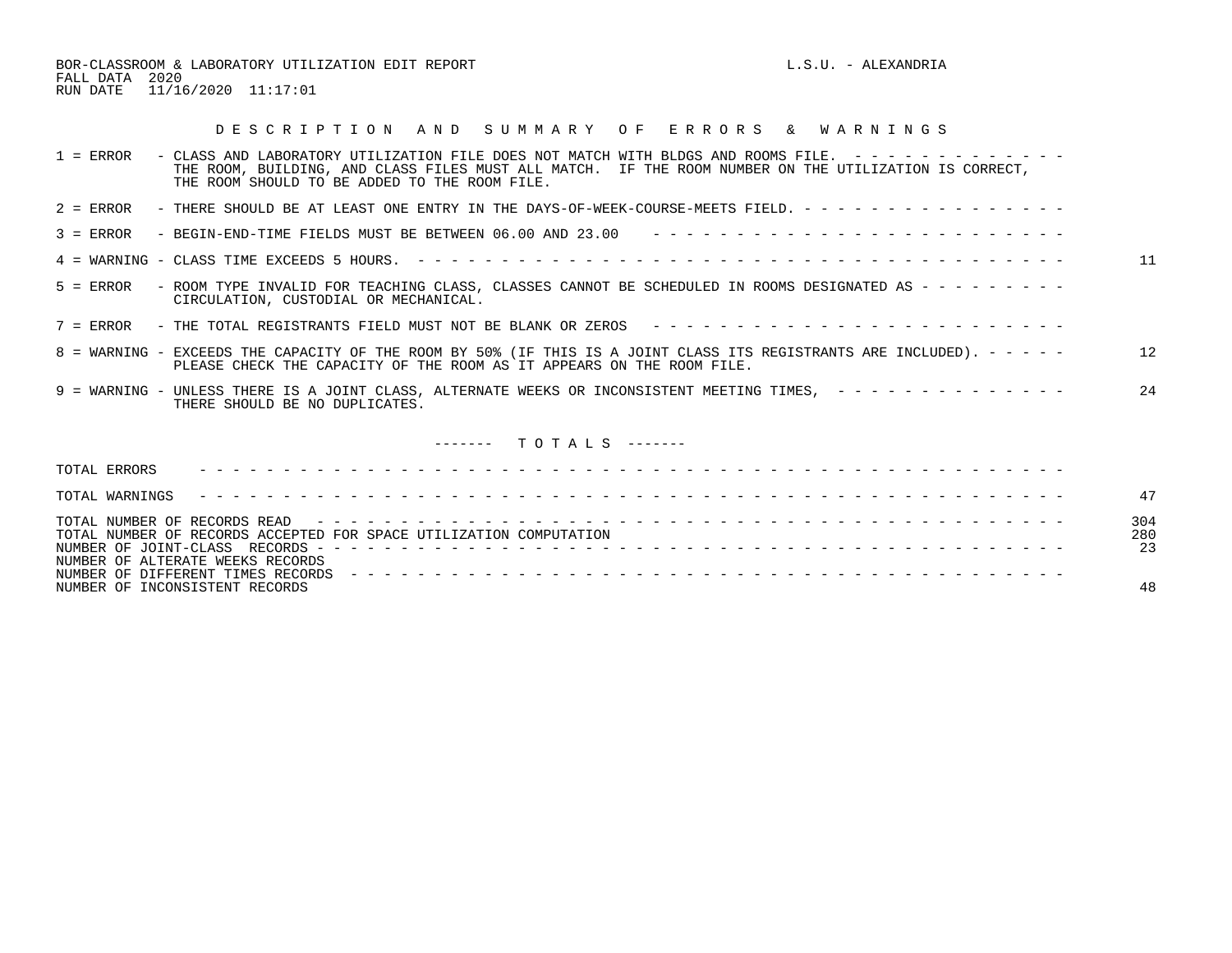BOR-CLASSROOM & LABORATORY UTILIZATION EDIT REPORT　　　　　　　　　　L.S.U. - ALEXANDRIA
FALL DATA 2020
RUN DATE 11/16/2020 11:17:01

## D E S C R I P T I O N   A N D   S U M M A R Y   O F   E R R O R S   &   W A R N I N G S

| Code | Description | Count |
|---|---|---|
| 1 = ERROR | CLASS AND LABORATORY UTILIZATION FILE DOES NOT MATCH WITH BLDGS AND ROOMS FILE. THE ROOM, BUILDING, AND CLASS FILES MUST ALL MATCH. IF THE ROOM NUMBER ON THE UTILIZATION IS CORRECT, THE ROOM SHOULD TO BE ADDED TO THE ROOM FILE. | |
| 2 = ERROR | THERE SHOULD BE AT LEAST ONE ENTRY IN THE DAYS-OF-WEEK-COURSE-MEETS FIELD. | |
| 3 = ERROR | BEGIN-END-TIME FIELDS MUST BE BETWEEN 06.00 AND 23.00 | |
| 4 = WARNING | CLASS TIME EXCEEDS 5 HOURS. | 11 |
| 5 = ERROR | ROOM TYPE INVALID FOR TEACHING CLASS, CLASSES CANNOT BE SCHEDULED IN ROOMS DESIGNATED AS CIRCULATION, CUSTODIAL OR MECHANICAL. | |
| 7 = ERROR | THE TOTAL REGISTRANTS FIELD MUST NOT BE BLANK OR ZEROS | |
| 8 = WARNING | EXCEEDS THE CAPACITY OF THE ROOM BY 50% (IF THIS IS A JOINT CLASS ITS REGISTRANTS ARE INCLUDED). PLEASE CHECK THE CAPACITY OF THE ROOM AS IT APPEARS ON THE ROOM FILE. | 12 |
| 9 = WARNING | UNLESS THERE IS A JOINT CLASS, ALTERNATE WEEKS OR INCONSISTENT MEETING TIMES, THERE SHOULD BE NO DUPLICATES. | 24 |

## ------- T O T A L S -------

| Item | Count |
|---|---|
| TOTAL ERRORS | |
| TOTAL WARNINGS | 47 |
| TOTAL NUMBER OF RECORDS READ | 304 |
| TOTAL NUMBER OF RECORDS ACCEPTED FOR SPACE UTILIZATION COMPUTATION | 280 |
| NUMBER OF JOINT-CLASS RECORDS | 23 |
| NUMBER OF ALTERATE WEEKS RECORDS | |
| NUMBER OF DIFFERENT TIMES RECORDS | |
| NUMBER OF INCONSISTENT RECORDS | 48 |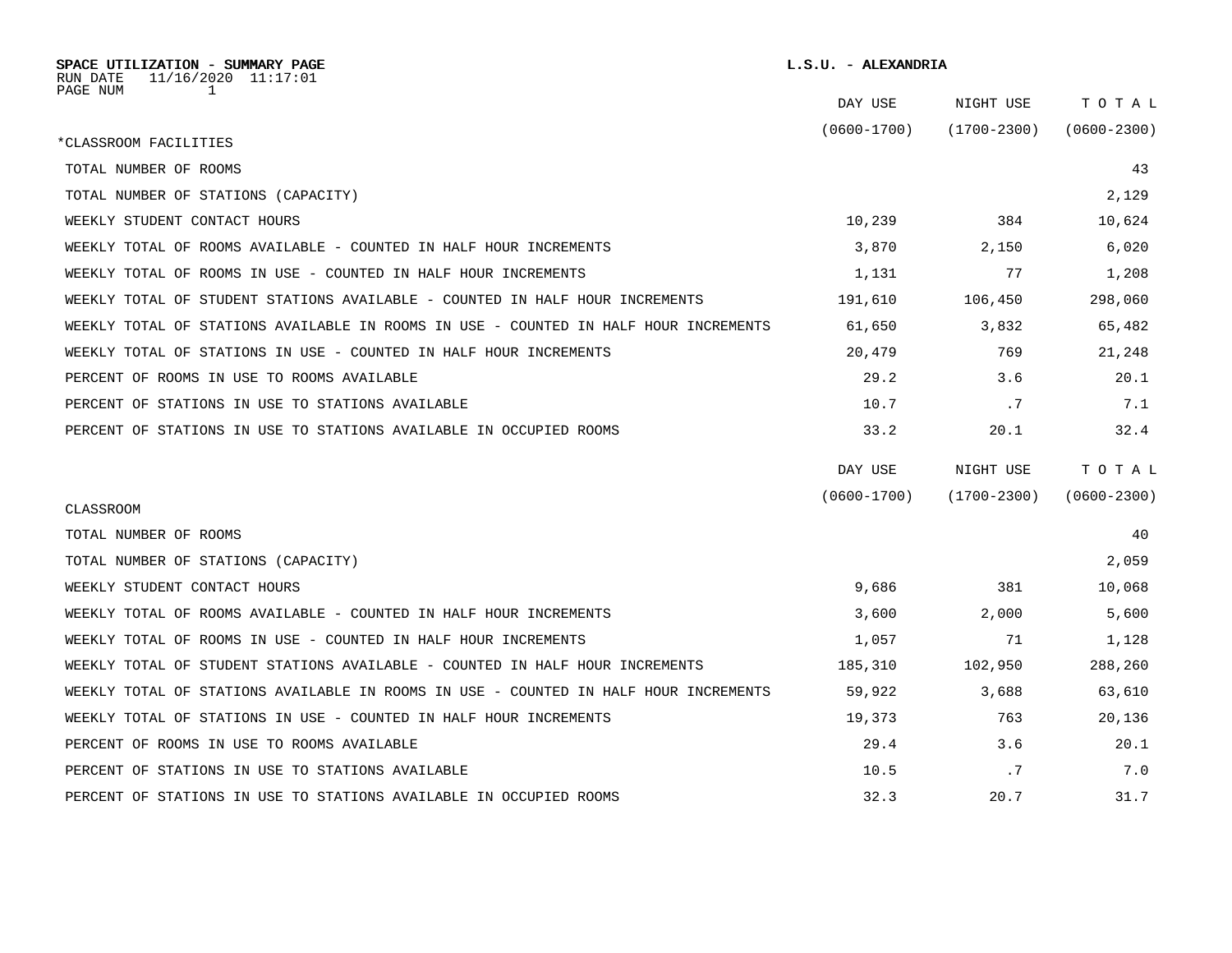**SPACE UTILIZATION - SUMMARY PAGE**

RUN DATE 11/16/2020 11:17:01

PAGE NUM 1

**L.S.U. - ALEXANDRIA**

| *CLASSROOM FACILITIES | DAY USE (0600-1700) | NIGHT USE (1700-2300) | TOTAL (0600-2300) |
|---|---|---|---|
| TOTAL NUMBER OF ROOMS | | | 43 |
| TOTAL NUMBER OF STATIONS (CAPACITY) | | | 2,129 |
| WEEKLY STUDENT CONTACT HOURS | 10,239 | 384 | 10,624 |
| WEEKLY TOTAL OF ROOMS AVAILABLE - COUNTED IN HALF HOUR INCREMENTS | 3,870 | 2,150 | 6,020 |
| WEEKLY TOTAL OF ROOMS IN USE - COUNTED IN HALF HOUR INCREMENTS | 1,131 | 77 | 1,208 |
| WEEKLY TOTAL OF STUDENT STATIONS AVAILABLE - COUNTED IN HALF HOUR INCREMENTS | 191,610 | 106,450 | 298,060 |
| WEEKLY TOTAL OF STATIONS AVAILABLE IN ROOMS IN USE - COUNTED IN HALF HOUR INCREMENTS | 61,650 | 3,832 | 65,482 |
| WEEKLY TOTAL OF STATIONS IN USE - COUNTED IN HALF HOUR INCREMENTS | 20,479 | 769 | 21,248 |
| PERCENT OF ROOMS IN USE TO ROOMS AVAILABLE | 29.2 | 3.6 | 20.1 |
| PERCENT OF STATIONS IN USE TO STATIONS AVAILABLE | 10.7 | .7 | 7.1 |
| PERCENT OF STATIONS IN USE TO STATIONS AVAILABLE IN OCCUPIED ROOMS | 33.2 | 20.1 | 32.4 |

| CLASSROOM | DAY USE (0600-1700) | NIGHT USE (1700-2300) | TOTAL (0600-2300) |
|---|---|---|---|
| TOTAL NUMBER OF ROOMS | | | 40 |
| TOTAL NUMBER OF STATIONS (CAPACITY) | | | 2,059 |
| WEEKLY STUDENT CONTACT HOURS | 9,686 | 381 | 10,068 |
| WEEKLY TOTAL OF ROOMS AVAILABLE - COUNTED IN HALF HOUR INCREMENTS | 3,600 | 2,000 | 5,600 |
| WEEKLY TOTAL OF ROOMS IN USE - COUNTED IN HALF HOUR INCREMENTS | 1,057 | 71 | 1,128 |
| WEEKLY TOTAL OF STUDENT STATIONS AVAILABLE - COUNTED IN HALF HOUR INCREMENTS | 185,310 | 102,950 | 288,260 |
| WEEKLY TOTAL OF STATIONS AVAILABLE IN ROOMS IN USE - COUNTED IN HALF HOUR INCREMENTS | 59,922 | 3,688 | 63,610 |
| WEEKLY TOTAL OF STATIONS IN USE - COUNTED IN HALF HOUR INCREMENTS | 19,373 | 763 | 20,136 |
| PERCENT OF ROOMS IN USE TO ROOMS AVAILABLE | 29.4 | 3.6 | 20.1 |
| PERCENT OF STATIONS IN USE TO STATIONS AVAILABLE | 10.5 | .7 | 7.0 |
| PERCENT OF STATIONS IN USE TO STATIONS AVAILABLE IN OCCUPIED ROOMS | 32.3 | 20.7 | 31.7 |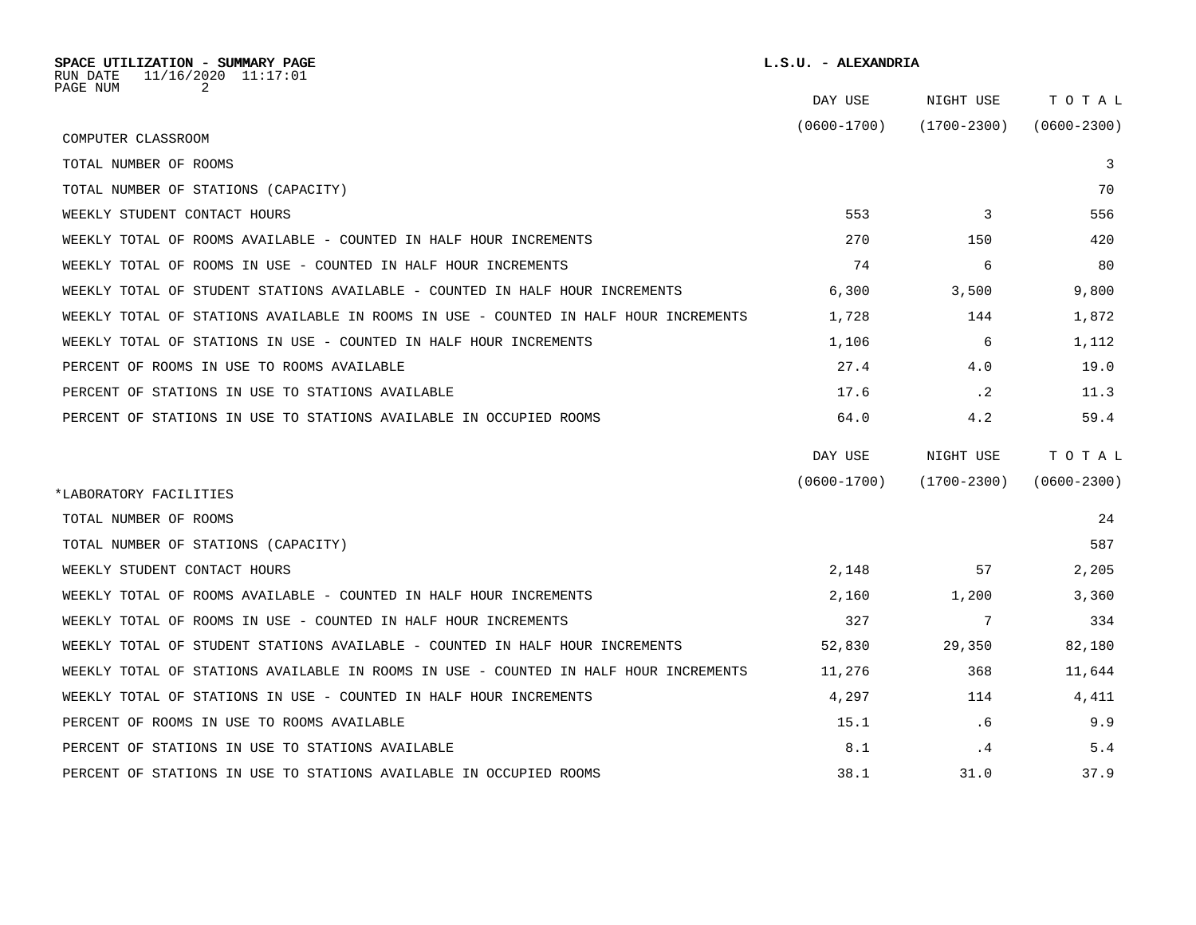**SPACE UTILIZATION - SUMMARY PAGE** **L.S.U. - ALEXANDRIA**

RUN DATE 11/16/2020 11:17:01

PAGE NUM 2

| COMPUTER CLASSROOM | DAY USE (0600-1700) | NIGHT USE (1700-2300) | TOTAL (0600-2300) |
|---|---|---|---|
| TOTAL NUMBER OF ROOMS | | | 3 |
| TOTAL NUMBER OF STATIONS (CAPACITY) | | | 70 |
| WEEKLY STUDENT CONTACT HOURS | 553 | 3 | 556 |
| WEEKLY TOTAL OF ROOMS AVAILABLE - COUNTED IN HALF HOUR INCREMENTS | 270 | 150 | 420 |
| WEEKLY TOTAL OF ROOMS IN USE - COUNTED IN HALF HOUR INCREMENTS | 74 | 6 | 80 |
| WEEKLY TOTAL OF STUDENT STATIONS AVAILABLE - COUNTED IN HALF HOUR INCREMENTS | 6,300 | 3,500 | 9,800 |
| WEEKLY TOTAL OF STATIONS AVAILABLE IN ROOMS IN USE - COUNTED IN HALF HOUR INCREMENTS | 1,728 | 144 | 1,872 |
| WEEKLY TOTAL OF STATIONS IN USE - COUNTED IN HALF HOUR INCREMENTS | 1,106 | 6 | 1,112 |
| PERCENT OF ROOMS IN USE TO ROOMS AVAILABLE | 27.4 | 4.0 | 19.0 |
| PERCENT OF STATIONS IN USE TO STATIONS AVAILABLE | 17.6 | .2 | 11.3 |
| PERCENT OF STATIONS IN USE TO STATIONS AVAILABLE IN OCCUPIED ROOMS | 64.0 | 4.2 | 59.4 |

| *LABORATORY FACILITIES | DAY USE (0600-1700) | NIGHT USE (1700-2300) | TOTAL (0600-2300) |
|---|---|---|---|
| TOTAL NUMBER OF ROOMS | | | 24 |
| TOTAL NUMBER OF STATIONS (CAPACITY) | | | 587 |
| WEEKLY STUDENT CONTACT HOURS | 2,148 | 57 | 2,205 |
| WEEKLY TOTAL OF ROOMS AVAILABLE - COUNTED IN HALF HOUR INCREMENTS | 2,160 | 1,200 | 3,360 |
| WEEKLY TOTAL OF ROOMS IN USE - COUNTED IN HALF HOUR INCREMENTS | 327 | 7 | 334 |
| WEEKLY TOTAL OF STUDENT STATIONS AVAILABLE - COUNTED IN HALF HOUR INCREMENTS | 52,830 | 29,350 | 82,180 |
| WEEKLY TOTAL OF STATIONS AVAILABLE IN ROOMS IN USE - COUNTED IN HALF HOUR INCREMENTS | 11,276 | 368 | 11,644 |
| WEEKLY TOTAL OF STATIONS IN USE - COUNTED IN HALF HOUR INCREMENTS | 4,297 | 114 | 4,411 |
| PERCENT OF ROOMS IN USE TO ROOMS AVAILABLE | 15.1 | .6 | 9.9 |
| PERCENT OF STATIONS IN USE TO STATIONS AVAILABLE | 8.1 | .4 | 5.4 |
| PERCENT OF STATIONS IN USE TO STATIONS AVAILABLE IN OCCUPIED ROOMS | 38.1 | 31.0 | 37.9 |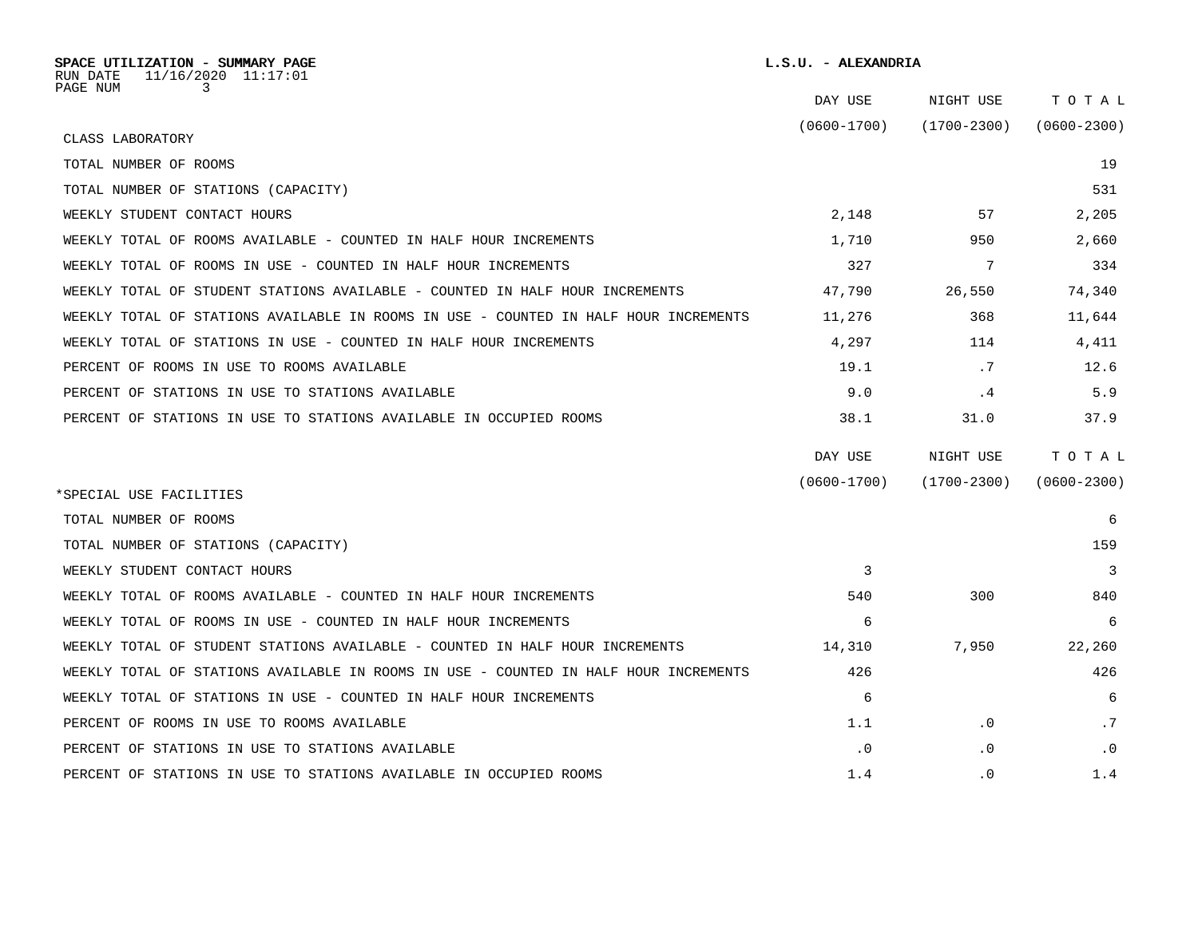**SPACE UTILIZATION - SUMMARY PAGE**
RUN DATE 11/16/2020 11:17:01
PAGE NUM 3

**L.S.U. - ALEXANDRIA**

| CLASS LABORATORY | DAY USE (0600-1700) | NIGHT USE (1700-2300) | TOTAL (0600-2300) |
|---|---|---|---|
| TOTAL NUMBER OF ROOMS | | | 19 |
| TOTAL NUMBER OF STATIONS (CAPACITY) | | | 531 |
| WEEKLY STUDENT CONTACT HOURS | 2,148 | 57 | 2,205 |
| WEEKLY TOTAL OF ROOMS AVAILABLE - COUNTED IN HALF HOUR INCREMENTS | 1,710 | 950 | 2,660 |
| WEEKLY TOTAL OF ROOMS IN USE - COUNTED IN HALF HOUR INCREMENTS | 327 | 7 | 334 |
| WEEKLY TOTAL OF STUDENT STATIONS AVAILABLE - COUNTED IN HALF HOUR INCREMENTS | 47,790 | 26,550 | 74,340 |
| WEEKLY TOTAL OF STATIONS AVAILABLE IN ROOMS IN USE - COUNTED IN HALF HOUR INCREMENTS | 11,276 | 368 | 11,644 |
| WEEKLY TOTAL OF STATIONS IN USE - COUNTED IN HALF HOUR INCREMENTS | 4,297 | 114 | 4,411 |
| PERCENT OF ROOMS IN USE TO ROOMS AVAILABLE | 19.1 | .7 | 12.6 |
| PERCENT OF STATIONS IN USE TO STATIONS AVAILABLE | 9.0 | .4 | 5.9 |
| PERCENT OF STATIONS IN USE TO STATIONS AVAILABLE IN OCCUPIED ROOMS | 38.1 | 31.0 | 37.9 |

| *SPECIAL USE FACILITIES | DAY USE (0600-1700) | NIGHT USE (1700-2300) | TOTAL (0600-2300) |
|---|---|---|---|
| TOTAL NUMBER OF ROOMS | | | 6 |
| TOTAL NUMBER OF STATIONS (CAPACITY) | | | 159 |
| WEEKLY STUDENT CONTACT HOURS | 3 | | 3 |
| WEEKLY TOTAL OF ROOMS AVAILABLE - COUNTED IN HALF HOUR INCREMENTS | 540 | 300 | 840 |
| WEEKLY TOTAL OF ROOMS IN USE - COUNTED IN HALF HOUR INCREMENTS | 6 | | 6 |
| WEEKLY TOTAL OF STUDENT STATIONS AVAILABLE - COUNTED IN HALF HOUR INCREMENTS | 14,310 | 7,950 | 22,260 |
| WEEKLY TOTAL OF STATIONS AVAILABLE IN ROOMS IN USE - COUNTED IN HALF HOUR INCREMENTS | 426 | | 426 |
| WEEKLY TOTAL OF STATIONS IN USE - COUNTED IN HALF HOUR INCREMENTS | 6 | | 6 |
| PERCENT OF ROOMS IN USE TO ROOMS AVAILABLE | 1.1 | .0 | .7 |
| PERCENT OF STATIONS IN USE TO STATIONS AVAILABLE | .0 | .0 | .0 |
| PERCENT OF STATIONS IN USE TO STATIONS AVAILABLE IN OCCUPIED ROOMS | 1.4 | .0 | 1.4 |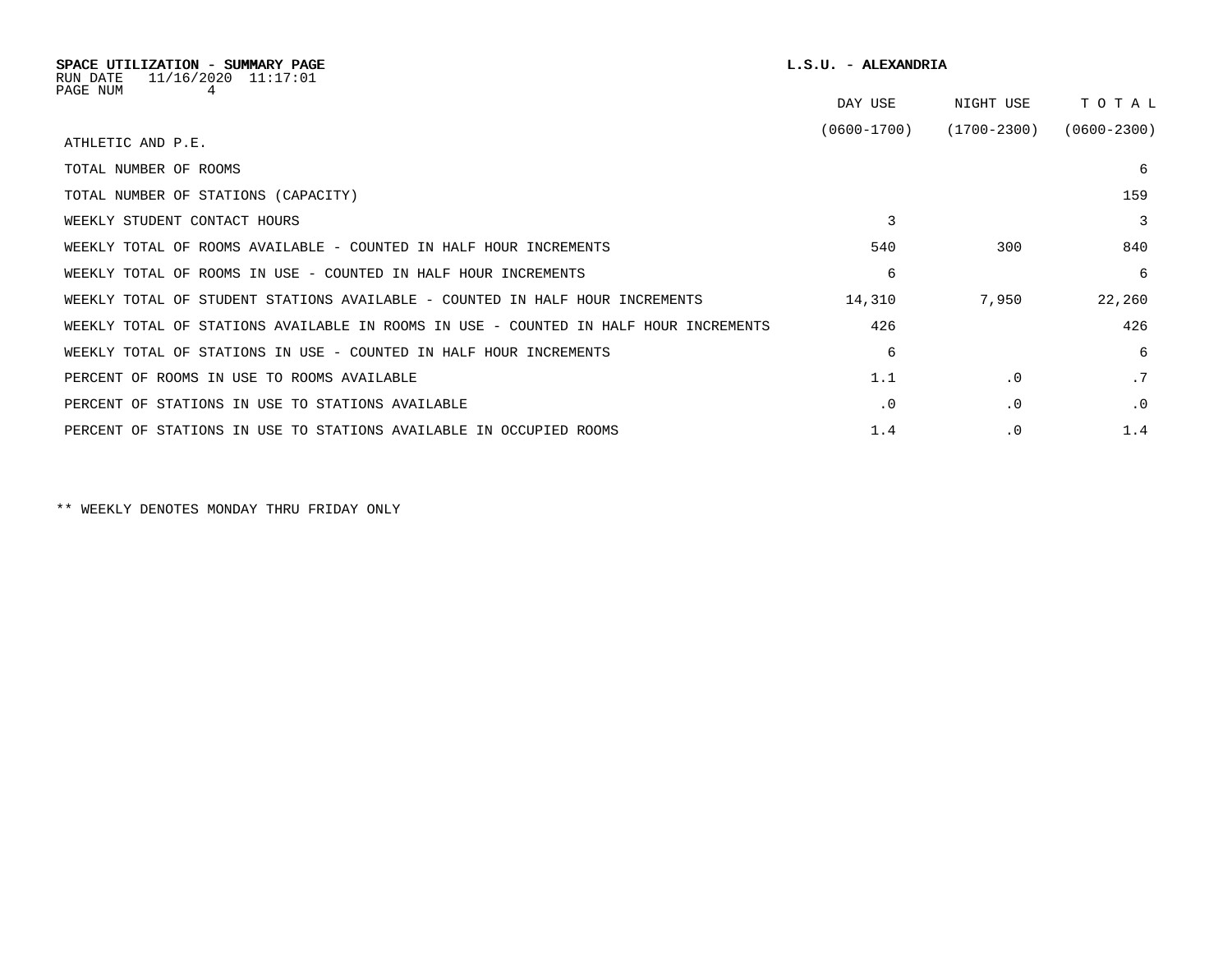**SPACE UTILIZATION - SUMMARY PAGE**
RUN DATE 11/16/2020 11:17:01
PAGE NUM 4

**L.S.U. - ALEXANDRIA**

| ATHLETIC AND P.E. | DAY USE (0600-1700) | NIGHT USE (1700-2300) | T O T A L (0600-2300) |
|---|---|---|---|
| TOTAL NUMBER OF ROOMS | | | 6 |
| TOTAL NUMBER OF STATIONS (CAPACITY) | | | 159 |
| WEEKLY STUDENT CONTACT HOURS | 3 | | 3 |
| WEEKLY TOTAL OF ROOMS AVAILABLE - COUNTED IN HALF HOUR INCREMENTS | 540 | 300 | 840 |
| WEEKLY TOTAL OF ROOMS IN USE - COUNTED IN HALF HOUR INCREMENTS | 6 | | 6 |
| WEEKLY TOTAL OF STUDENT STATIONS AVAILABLE - COUNTED IN HALF HOUR INCREMENTS | 14,310 | 7,950 | 22,260 |
| WEEKLY TOTAL OF STATIONS AVAILABLE IN ROOMS IN USE - COUNTED IN HALF HOUR INCREMENTS | 426 | | 426 |
| WEEKLY TOTAL OF STATIONS IN USE - COUNTED IN HALF HOUR INCREMENTS | 6 | | 6 |
| PERCENT OF ROOMS IN USE TO ROOMS AVAILABLE | 1.1 | .0 | .7 |
| PERCENT OF STATIONS IN USE TO STATIONS AVAILABLE | .0 | .0 | .0 |
| PERCENT OF STATIONS IN USE TO STATIONS AVAILABLE IN OCCUPIED ROOMS | 1.4 | .0 | 1.4 |

** WEEKLY DENOTES MONDAY THRU FRIDAY ONLY